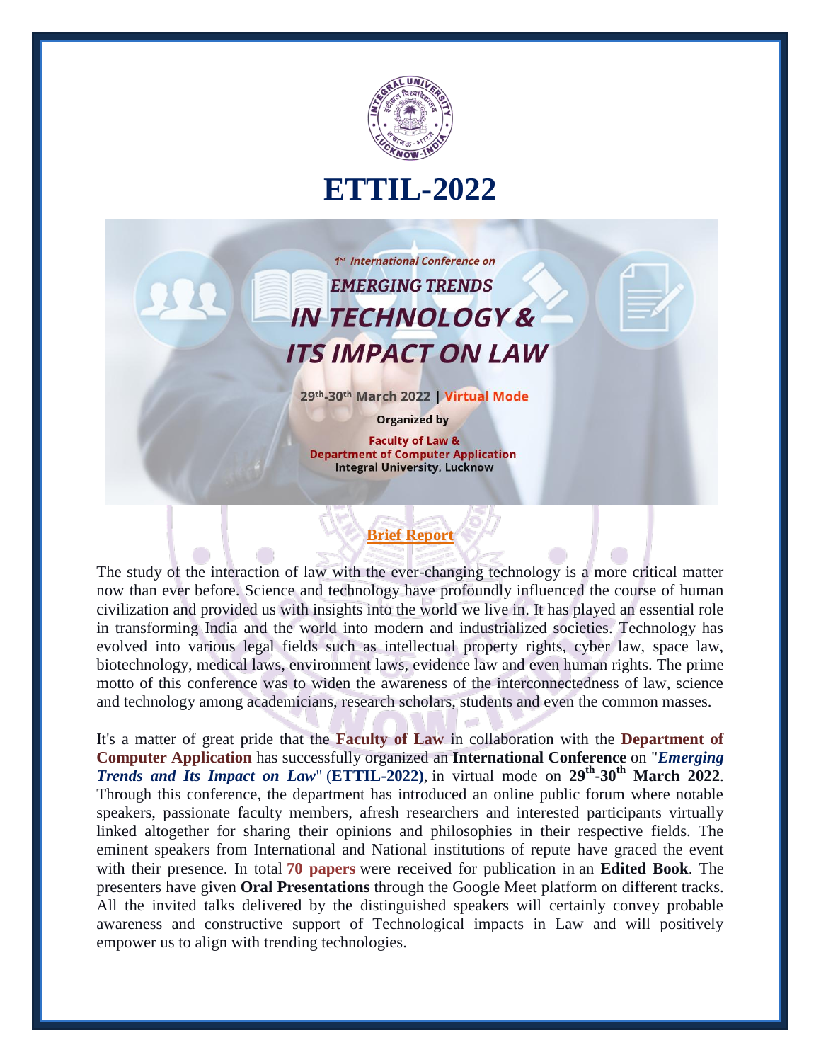# ETTIL-2022

1st International Conference on

**EMERGING TRENDS IN TECHNOLOGY & ITS IMPACT ON LAW**

29th-30th March 2022 | Virtual Mode

Organized by

Faculty of Law &
Department of Computer Application
Integral University, Lucknow

## Brief Report

The study of the interaction of law with the ever-changing technology is a more critical matter now than ever before. Science and technology have profoundly influenced the course of human civilization and provided us with insights into the world we live in. It has played an essential role in transforming India and the world into modern and industrialized societies. Technology has evolved into various legal fields such as intellectual property rights, cyber law, space law, biotechnology, medical laws, environment laws, evidence law and even human rights. The prime motto of this conference was to widen the awareness of the interconnectedness of law, science and technology among academicians, research scholars, students and even the common masses.

It's a matter of great pride that the **Faculty of Law** in collaboration with the **Department of Computer Application** has successfully organized an **International Conference** on "***Emerging Trends and Its Impact on Law***" (**ETTIL-2022**), in virtual mode on **29th-30th March 2022**. Through this conference, the department has introduced an online public forum where notable speakers, passionate faculty members, afresh researchers and interested participants virtually linked altogether for sharing their opinions and philosophies in their respective fields. The eminent speakers from International and National institutions of repute have graced the event with their presence. In total **70 papers** were received for publication in an **Edited Book**. The presenters have given **Oral Presentations** through the Google Meet platform on different tracks. All the invited talks delivered by the distinguished speakers will certainly convey probable awareness and constructive support of Technological impacts in Law and will positively empower us to align with trending technologies.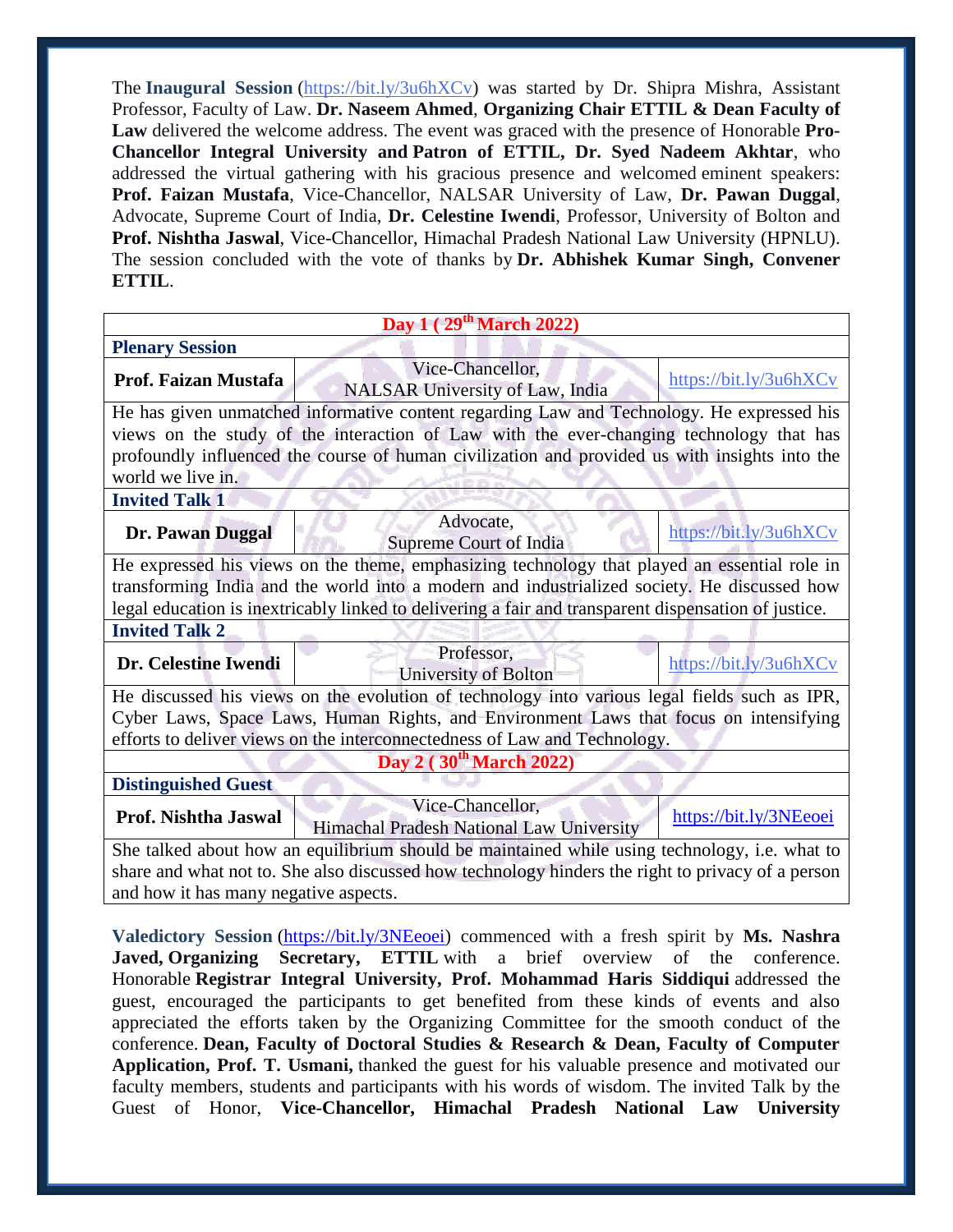The **Inaugural Session** (https://bit.ly/3u6hXCv) was started by Dr. Shipra Mishra, Assistant Professor, Faculty of Law. **Dr. Naseem Ahmed**, **Organizing Chair ETTIL & Dean Faculty of Law** delivered the welcome address. The event was graced with the presence of Honorable **Pro-Chancellor Integral University and Patron of ETTIL, Dr. Syed Nadeem Akhtar**, who addressed the virtual gathering with his gracious presence and welcomed eminent speakers: **Prof. Faizan Mustafa**, Vice-Chancellor, NALSAR University of Law, **Dr. Pawan Duggal**, Advocate, Supreme Court of India, **Dr. Celestine Iwendi**, Professor, University of Bolton and **Prof. Nishtha Jaswal**, Vice-Chancellor, Himachal Pradesh National Law University (HPNLU). The session concluded with the vote of thanks by **Dr. Abhishek Kumar Singh, Convener ETTIL**.

| **Day 1 ( 29th March 2022)** | | |
|---|---|---|
| **Plenary Session** | | |
| **Prof. Faizan Mustafa** | Vice-Chancellor, NALSAR University of Law, India | https://bit.ly/3u6hXCv |
| He has given unmatched informative content regarding Law and Technology. He expressed his views on the study of the interaction of Law with the ever-changing technology that has profoundly influenced the course of human civilization and provided us with insights into the world we live in. | | |
| **Invited Talk 1** | | |
| **Dr. Pawan Duggal** | Advocate, Supreme Court of India | https://bit.ly/3u6hXCv |
| He expressed his views on the theme, emphasizing technology that played an essential role in transforming India and the world into a modern and industrialized society. He discussed how legal education is inextricably linked to delivering a fair and transparent dispensation of justice. | | |
| **Invited Talk 2** | | |
| **Dr. Celestine Iwendi** | Professor, University of Bolton | https://bit.ly/3u6hXCv |
| He discussed his views on the evolution of technology into various legal fields such as IPR, Cyber Laws, Space Laws, Human Rights, and Environment Laws that focus on intensifying efforts to deliver views on the interconnectedness of Law and Technology. | | |
| **Day 2 ( 30th March 2022)** | | |
| **Distinguished Guest** | | |
| **Prof. Nishtha Jaswal** | Vice-Chancellor, Himachal Pradesh National Law University | https://bit.ly/3NEeoei |
| She talked about how an equilibrium should be maintained while using technology, i.e. what to share and what not to. She also discussed how technology hinders the right to privacy of a person and how it has many negative aspects. | | |

**Valedictory Session** (https://bit.ly/3NEeoei) commenced with a fresh spirit by **Ms. Nashra Javed, Organizing Secretary, ETTIL** with a brief overview of the conference. Honorable **Registrar Integral University, Prof. Mohammad Haris Siddiqui** addressed the guest, encouraged the participants to get benefited from these kinds of events and also appreciated the efforts taken by the Organizing Committee for the smooth conduct of the conference. **Dean, Faculty of Doctoral Studies & Research & Dean, Faculty of Computer Application, Prof. T. Usmani,** thanked the guest for his valuable presence and motivated our faculty members, students and participants with his words of wisdom. The invited Talk by the Guest of Honor, **Vice-Chancellor, Himachal Pradesh National Law University**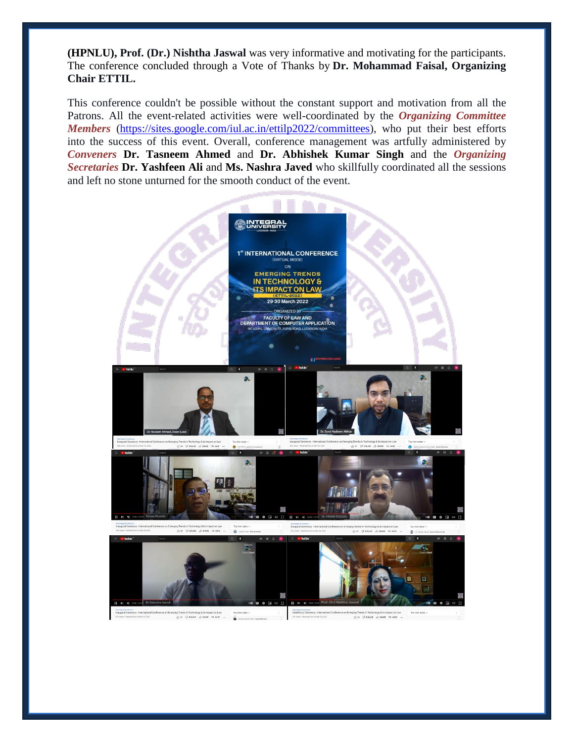**(HPNLU), Prof. (Dr.) Nishtha Jaswal** was very informative and motivating for the participants. The conference concluded through a Vote of Thanks by **Dr. Mohammad Faisal, Organizing Chair ETTIL.**

This conference couldn't be possible without the constant support and motivation from all the Patrons. All the event-related activities were well-coordinated by the ***Organizing Committee Members*** (https://sites.google.com/iul.ac.in/ettilp2022/committees), who put their best efforts into the success of this event. Overall, conference management was artfully administered by ***Conveners*** **Dr. Tasneem Ahmed** and **Dr. Abhishek Kumar Singh** and the ***Organizing Secretaries*** **Dr. Yashfeen Ali** and **Ms. Nashra Javed** who skillfully coordinated all the sessions and left no stone unturned for the smooth conduct of the event.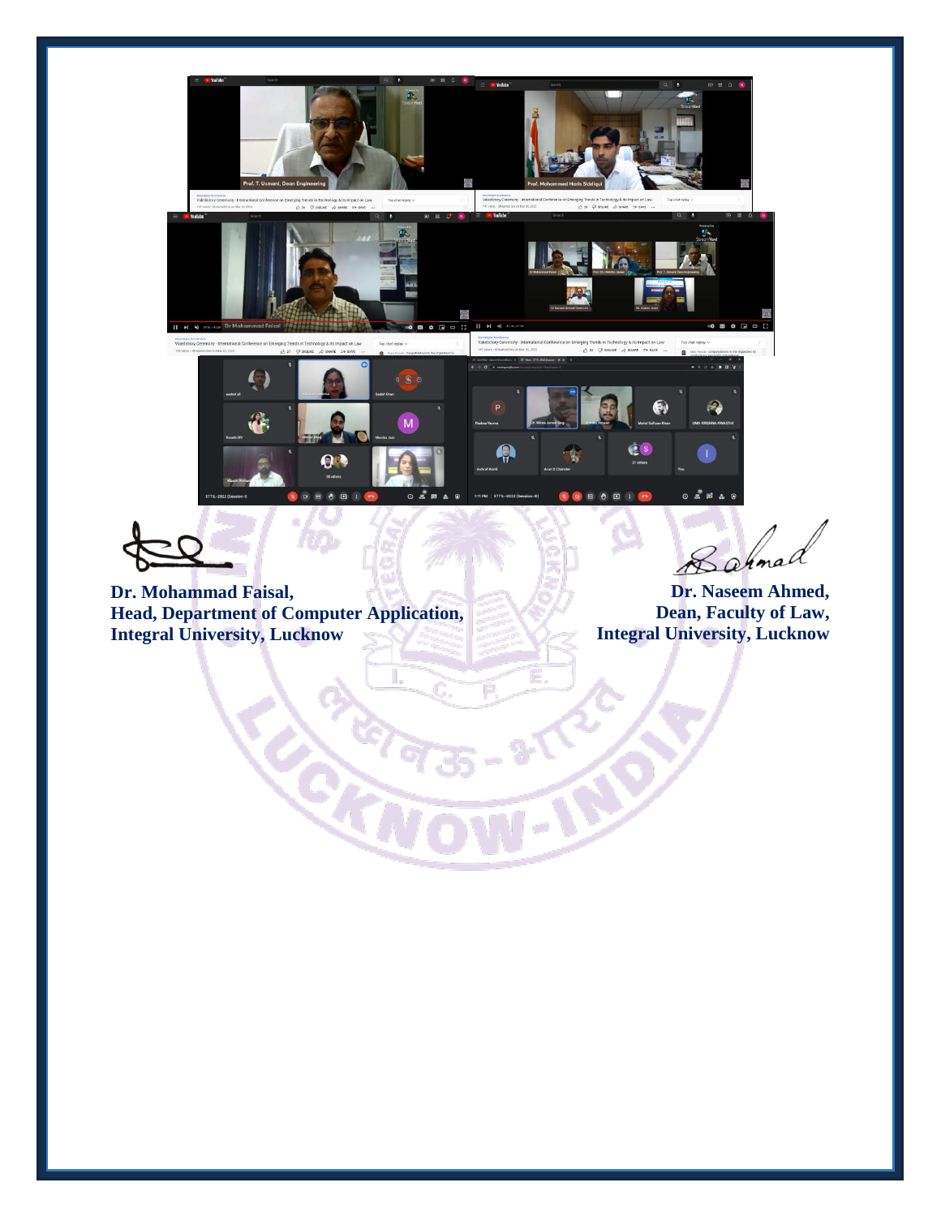**Dr. Mohammad Faisal,**
**Head, Department of Computer Application,**
**Integral University, Lucknow**

**Dr. Naseem Ahmed,**
**Dean, Faculty of Law,**
**Integral University, Lucknow**